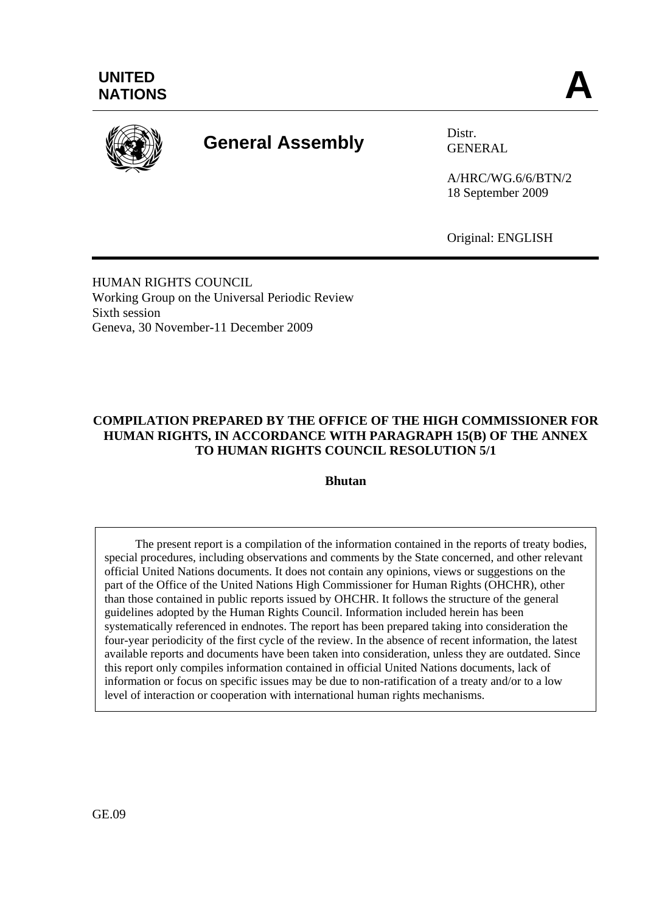UNITED NATIONS

# A

**General Assembly**

Distr.
GENERAL

A/HRC/WG.6/6/BTN/2
18 September 2009

Original: ENGLISH

HUMAN RIGHTS COUNCIL
Working Group on the Universal Periodic Review
Sixth session
Geneva, 30 November-11 December 2009

## COMPILATION PREPARED BY THE OFFICE OF THE HIGH COMMISSIONER FOR HUMAN RIGHTS, IN ACCORDANCE WITH PARAGRAPH 15(B) OF THE ANNEX TO HUMAN RIGHTS COUNCIL RESOLUTION 5/1

**Bhutan**

The present report is a compilation of the information contained in the reports of treaty bodies, special procedures, including observations and comments by the State concerned, and other relevant official United Nations documents. It does not contain any opinions, views or suggestions on the part of the Office of the United Nations High Commissioner for Human Rights (OHCHR), other than those contained in public reports issued by OHCHR. It follows the structure of the general guidelines adopted by the Human Rights Council. Information included herein has been systematically referenced in endnotes. The report has been prepared taking into consideration the four-year periodicity of the first cycle of the review. In the absence of recent information, the latest available reports and documents have been taken into consideration, unless they are outdated. Since this report only compiles information contained in official United Nations documents, lack of information or focus on specific issues may be due to non-ratification of a treaty and/or to a low level of interaction or cooperation with international human rights mechanisms.

GE.09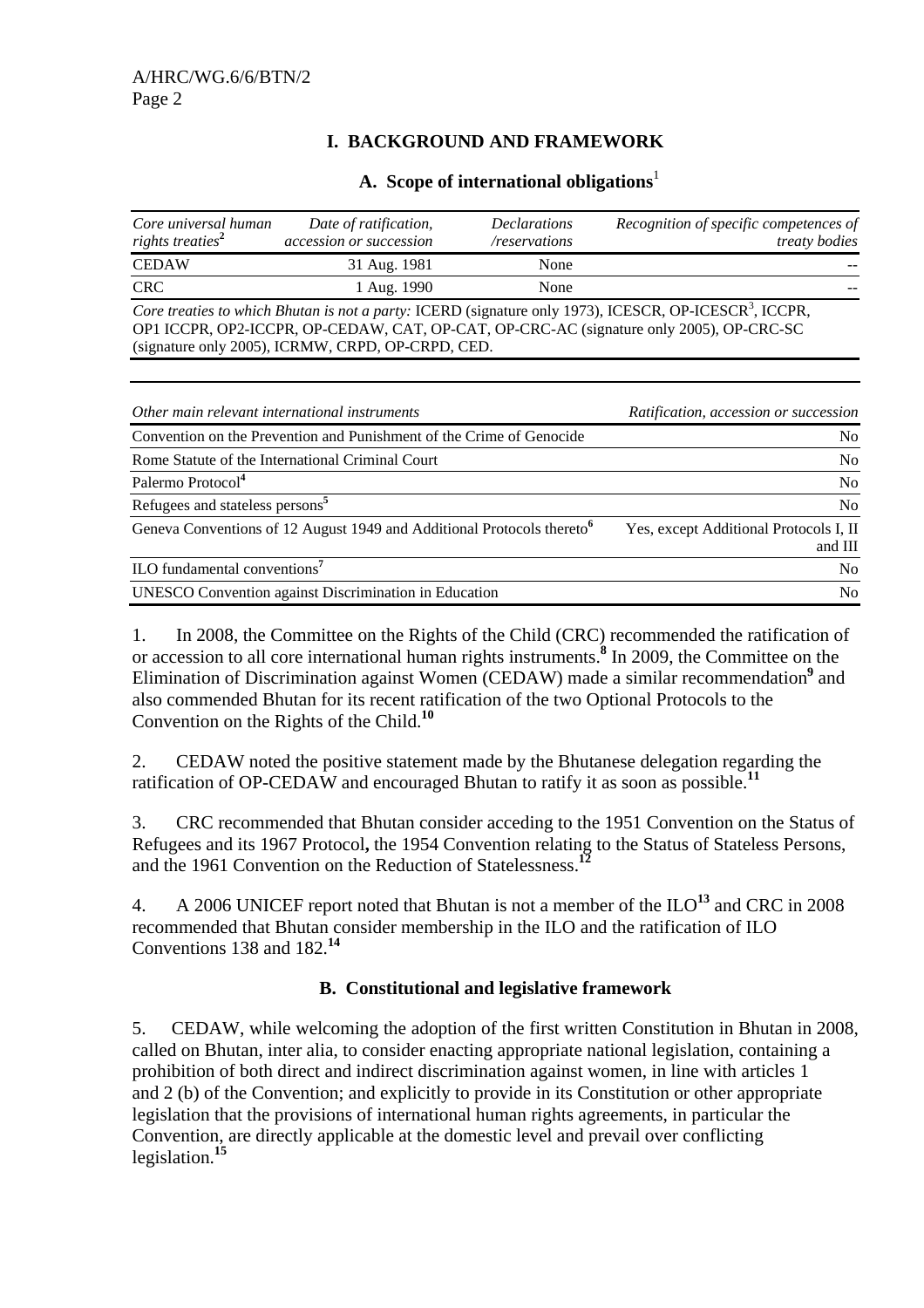## I. BACKGROUND AND FRAMEWORK

### A. Scope of international obligations[1]

| *Core universal human rights treaties*[2] | *Date of ratification, accession or succession* | *Declarations /reservations* | *Recognition of specific competences of treaty bodies* |
|---|---|---|---|
| CEDAW | 31 Aug. 1981 | None | -- |
| CRC | 1 Aug. 1990 | None | -- |

*Core treaties to which Bhutan is not a party:* ICERD (signature only 1973), ICESCR, OP-ICESCR[3], ICCPR, OP1 ICCPR, OP2-ICCPR, OP-CEDAW, CAT, OP-CAT, OP-CRC-AC (signature only 2005), OP-CRC-SC (signature only 2005), ICRMW, CRPD, OP-CRPD, CED.

| *Other main relevant international instruments* | *Ratification, accession or succession* |
|---|---|
| Convention on the Prevention and Punishment of the Crime of Genocide | No |
| Rome Statute of the International Criminal Court | No |
| Palermo Protocol[4] | No |
| Refugees and stateless persons[5] | No |
| Geneva Conventions of 12 August 1949 and Additional Protocols thereto[6] | Yes, except Additional Protocols I, II and III |
| ILO fundamental conventions[7] | No |
| UNESCO Convention against Discrimination in Education | No |

1. In 2008, the Committee on the Rights of the Child (CRC) recommended the ratification of or accession to all core international human rights instruments.[8] In 2009, the Committee on the Elimination of Discrimination against Women (CEDAW) made a similar recommendation[9] and also commended Bhutan for its recent ratification of the two Optional Protocols to the Convention on the Rights of the Child.[10]

2. CEDAW noted the positive statement made by the Bhutanese delegation regarding the ratification of OP-CEDAW and encouraged Bhutan to ratify it as soon as possible.[11]

3. CRC recommended that Bhutan consider acceding to the 1951 Convention on the Status of Refugees and its 1967 Protocol**,** the 1954 Convention relating to the Status of Stateless Persons, and the 1961 Convention on the Reduction of Statelessness.[12]

4. A 2006 UNICEF report noted that Bhutan is not a member of the ILO[13] and CRC in 2008 recommended that Bhutan consider membership in the ILO and the ratification of ILO Conventions 138 and 182.[14]

### B. Constitutional and legislative framework

5. CEDAW, while welcoming the adoption of the first written Constitution in Bhutan in 2008, called on Bhutan, inter alia, to consider enacting appropriate national legislation, containing a prohibition of both direct and indirect discrimination against women, in line with articles 1 and 2 (b) of the Convention; and explicitly to provide in its Constitution or other appropriate legislation that the provisions of international human rights agreements, in particular the Convention, are directly applicable at the domestic level and prevail over conflicting legislation.[15]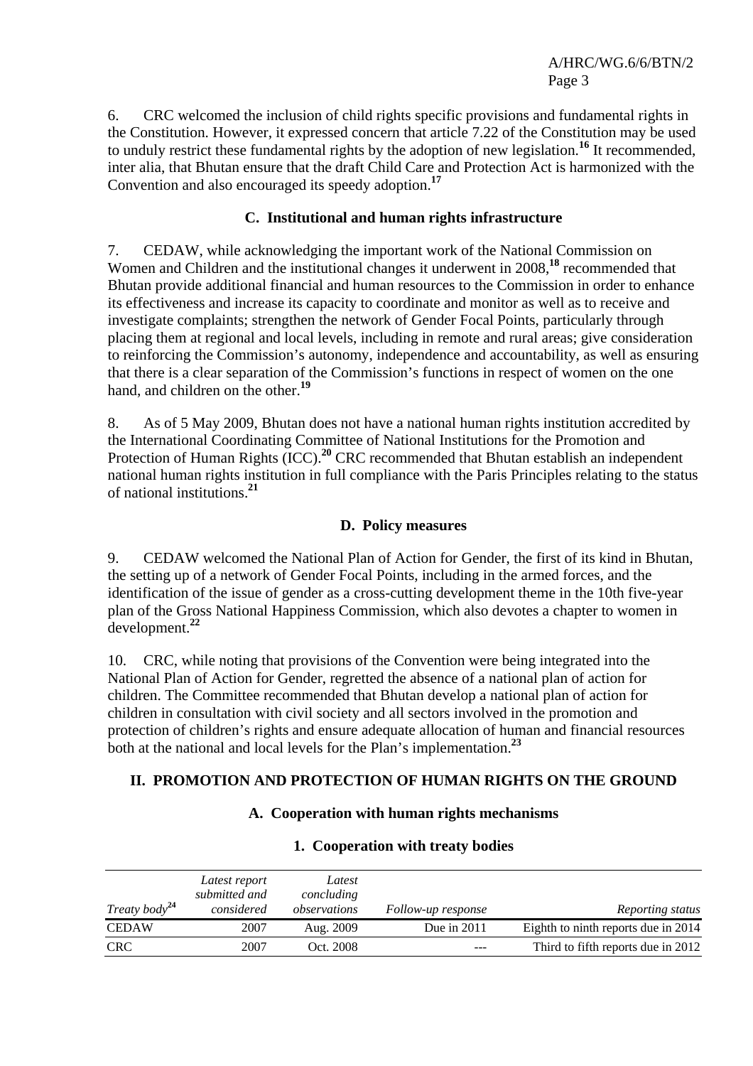6. CRC welcomed the inclusion of child rights specific provisions and fundamental rights in the Constitution. However, it expressed concern that article 7.22 of the Constitution may be used to unduly restrict these fundamental rights by the adoption of new legislation.[16] It recommended, inter alia, that Bhutan ensure that the draft Child Care and Protection Act is harmonized with the Convention and also encouraged its speedy adoption.[17]

### C. Institutional and human rights infrastructure

7. CEDAW, while acknowledging the important work of the National Commission on Women and Children and the institutional changes it underwent in 2008,[18] recommended that Bhutan provide additional financial and human resources to the Commission in order to enhance its effectiveness and increase its capacity to coordinate and monitor as well as to receive and investigate complaints; strengthen the network of Gender Focal Points, particularly through placing them at regional and local levels, including in remote and rural areas; give consideration to reinforcing the Commission's autonomy, independence and accountability, as well as ensuring that there is a clear separation of the Commission's functions in respect of women on the one hand, and children on the other.[19]

8. As of 5 May 2009, Bhutan does not have a national human rights institution accredited by the International Coordinating Committee of National Institutions for the Promotion and Protection of Human Rights (ICC).[20] CRC recommended that Bhutan establish an independent national human rights institution in full compliance with the Paris Principles relating to the status of national institutions.[21]

### D. Policy measures

9. CEDAW welcomed the National Plan of Action for Gender, the first of its kind in Bhutan, the setting up of a network of Gender Focal Points, including in the armed forces, and the identification of the issue of gender as a cross-cutting development theme in the 10th five-year plan of the Gross National Happiness Commission, which also devotes a chapter to women in development.[22]

10. CRC, while noting that provisions of the Convention were being integrated into the National Plan of Action for Gender, regretted the absence of a national plan of action for children. The Committee recommended that Bhutan develop a national plan of action for children in consultation with civil society and all sectors involved in the promotion and protection of children's rights and ensure adequate allocation of human and financial resources both at the national and local levels for the Plan's implementation.[23]

## II. PROMOTION AND PROTECTION OF HUMAN RIGHTS ON THE GROUND

### A. Cooperation with human rights mechanisms

#### 1. Cooperation with treaty bodies

| *Treaty body*[24] | *Latest report submitted and considered* | *Latest concluding observations* | *Follow-up response* | *Reporting status* |
|---|---|---|---|---|
| CEDAW | 2007 | Aug. 2009 | Due in 2011 | Eighth to ninth reports due in 2014 |
| CRC | 2007 | Oct. 2008 | --- | Third to fifth reports due in 2012 |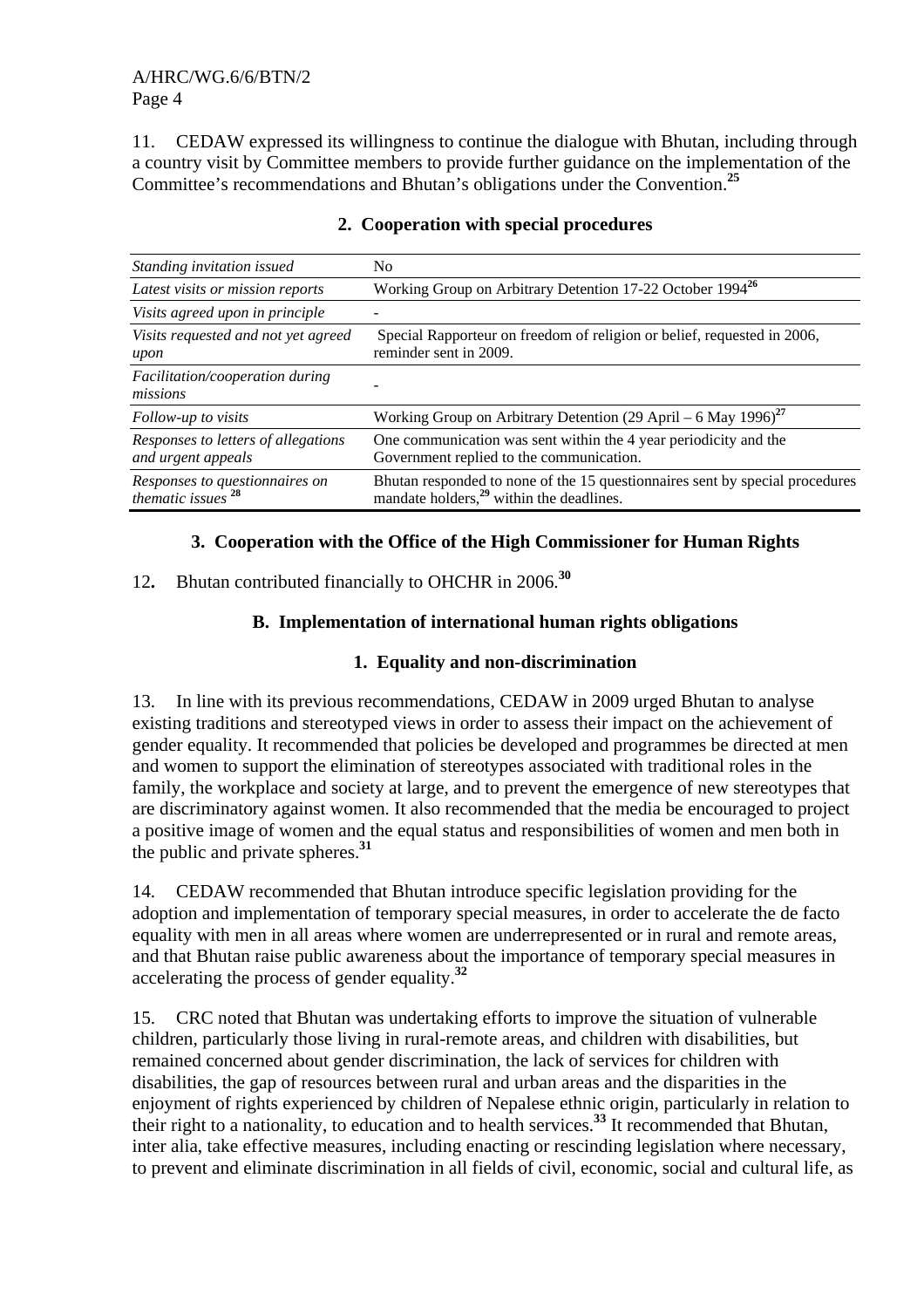11. CEDAW expressed its willingness to continue the dialogue with Bhutan, including through a country visit by Committee members to provide further guidance on the implementation of the Committee's recommendations and Bhutan's obligations under the Convention.[25]

### 2. Cooperation with special procedures

| | |
|---|---|
| *Standing invitation issued* | No |
| *Latest visits or mission reports* | Working Group on Arbitrary Detention 17-22 October 1994[26] |
| *Visits agreed upon in principle* | - |
| *Visits requested and not yet agreed upon* | Special Rapporteur on freedom of religion or belief, requested in 2006, reminder sent in 2009. |
| *Facilitation/cooperation during missions* | - |
| *Follow-up to visits* | Working Group on Arbitrary Detention (29 April – 6 May 1996)[27] |
| *Responses to letters of allegations and urgent appeals* | One communication was sent within the 4 year periodicity and the Government replied to the communication. |
| *Responses to questionnaires on thematic issues* [28] | Bhutan responded to none of the 15 questionnaires sent by special procedures mandate holders,[29] within the deadlines. |

### 3. Cooperation with the Office of the High Commissioner for Human Rights

12. Bhutan contributed financially to OHCHR in 2006.[30]

## B. Implementation of international human rights obligations

### 1. Equality and non-discrimination

13. In line with its previous recommendations, CEDAW in 2009 urged Bhutan to analyse existing traditions and stereotyped views in order to assess their impact on the achievement of gender equality. It recommended that policies be developed and programmes be directed at men and women to support the elimination of stereotypes associated with traditional roles in the family, the workplace and society at large, and to prevent the emergence of new stereotypes that are discriminatory against women. It also recommended that the media be encouraged to project a positive image of women and the equal status and responsibilities of women and men both in the public and private spheres.[31]

14. CEDAW recommended that Bhutan introduce specific legislation providing for the adoption and implementation of temporary special measures, in order to accelerate the de facto equality with men in all areas where women are underrepresented or in rural and remote areas, and that Bhutan raise public awareness about the importance of temporary special measures in accelerating the process of gender equality.[32]

15. CRC noted that Bhutan was undertaking efforts to improve the situation of vulnerable children, particularly those living in rural-remote areas, and children with disabilities, but remained concerned about gender discrimination, the lack of services for children with disabilities, the gap of resources between rural and urban areas and the disparities in the enjoyment of rights experienced by children of Nepalese ethnic origin, particularly in relation to their right to a nationality, to education and to health services.[33] It recommended that Bhutan, inter alia, take effective measures, including enacting or rescinding legislation where necessary, to prevent and eliminate discrimination in all fields of civil, economic, social and cultural life, as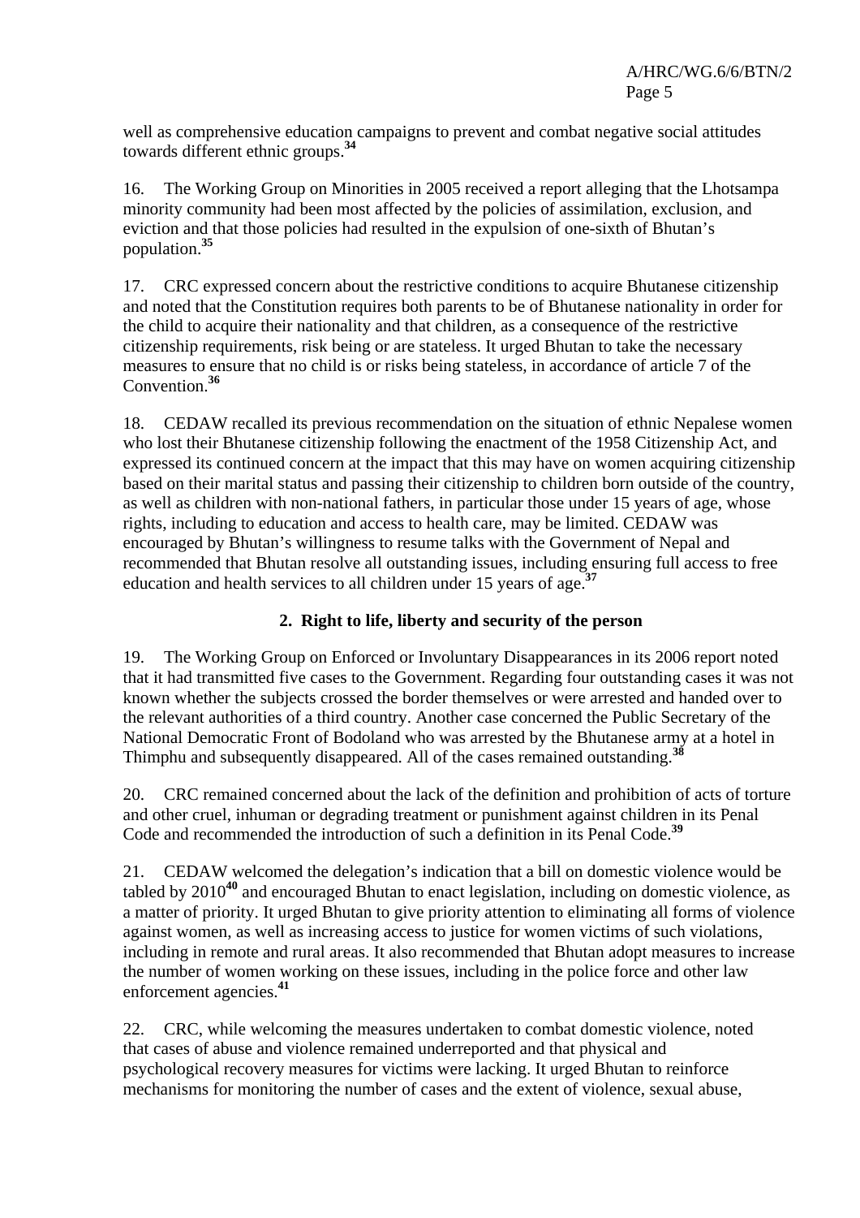well as comprehensive education campaigns to prevent and combat negative social attitudes towards different ethnic groups.[34]

16. The Working Group on Minorities in 2005 received a report alleging that the Lhotsampa minority community had been most affected by the policies of assimilation, exclusion, and eviction and that those policies had resulted in the expulsion of one-sixth of Bhutan's population.[35]

17. CRC expressed concern about the restrictive conditions to acquire Bhutanese citizenship and noted that the Constitution requires both parents to be of Bhutanese nationality in order for the child to acquire their nationality and that children, as a consequence of the restrictive citizenship requirements, risk being or are stateless. It urged Bhutan to take the necessary measures to ensure that no child is or risks being stateless, in accordance of article 7 of the Convention.[36]

18. CEDAW recalled its previous recommendation on the situation of ethnic Nepalese women who lost their Bhutanese citizenship following the enactment of the 1958 Citizenship Act, and expressed its continued concern at the impact that this may have on women acquiring citizenship based on their marital status and passing their citizenship to children born outside of the country, as well as children with non-national fathers, in particular those under 15 years of age, whose rights, including to education and access to health care, may be limited. CEDAW was encouraged by Bhutan's willingness to resume talks with the Government of Nepal and recommended that Bhutan resolve all outstanding issues, including ensuring full access to free education and health services to all children under 15 years of age.[37]

### 2. Right to life, liberty and security of the person

19. The Working Group on Enforced or Involuntary Disappearances in its 2006 report noted that it had transmitted five cases to the Government. Regarding four outstanding cases it was not known whether the subjects crossed the border themselves or were arrested and handed over to the relevant authorities of a third country. Another case concerned the Public Secretary of the National Democratic Front of Bodoland who was arrested by the Bhutanese army at a hotel in Thimphu and subsequently disappeared. All of the cases remained outstanding.[38]

20. CRC remained concerned about the lack of the definition and prohibition of acts of torture and other cruel, inhuman or degrading treatment or punishment against children in its Penal Code and recommended the introduction of such a definition in its Penal Code.[39]

21. CEDAW welcomed the delegation's indication that a bill on domestic violence would be tabled by 2010[40] and encouraged Bhutan to enact legislation, including on domestic violence, as a matter of priority. It urged Bhutan to give priority attention to eliminating all forms of violence against women, as well as increasing access to justice for women victims of such violations, including in remote and rural areas. It also recommended that Bhutan adopt measures to increase the number of women working on these issues, including in the police force and other law enforcement agencies.[41]

22. CRC, while welcoming the measures undertaken to combat domestic violence, noted that cases of abuse and violence remained underreported and that physical and psychological recovery measures for victims were lacking. It urged Bhutan to reinforce mechanisms for monitoring the number of cases and the extent of violence, sexual abuse,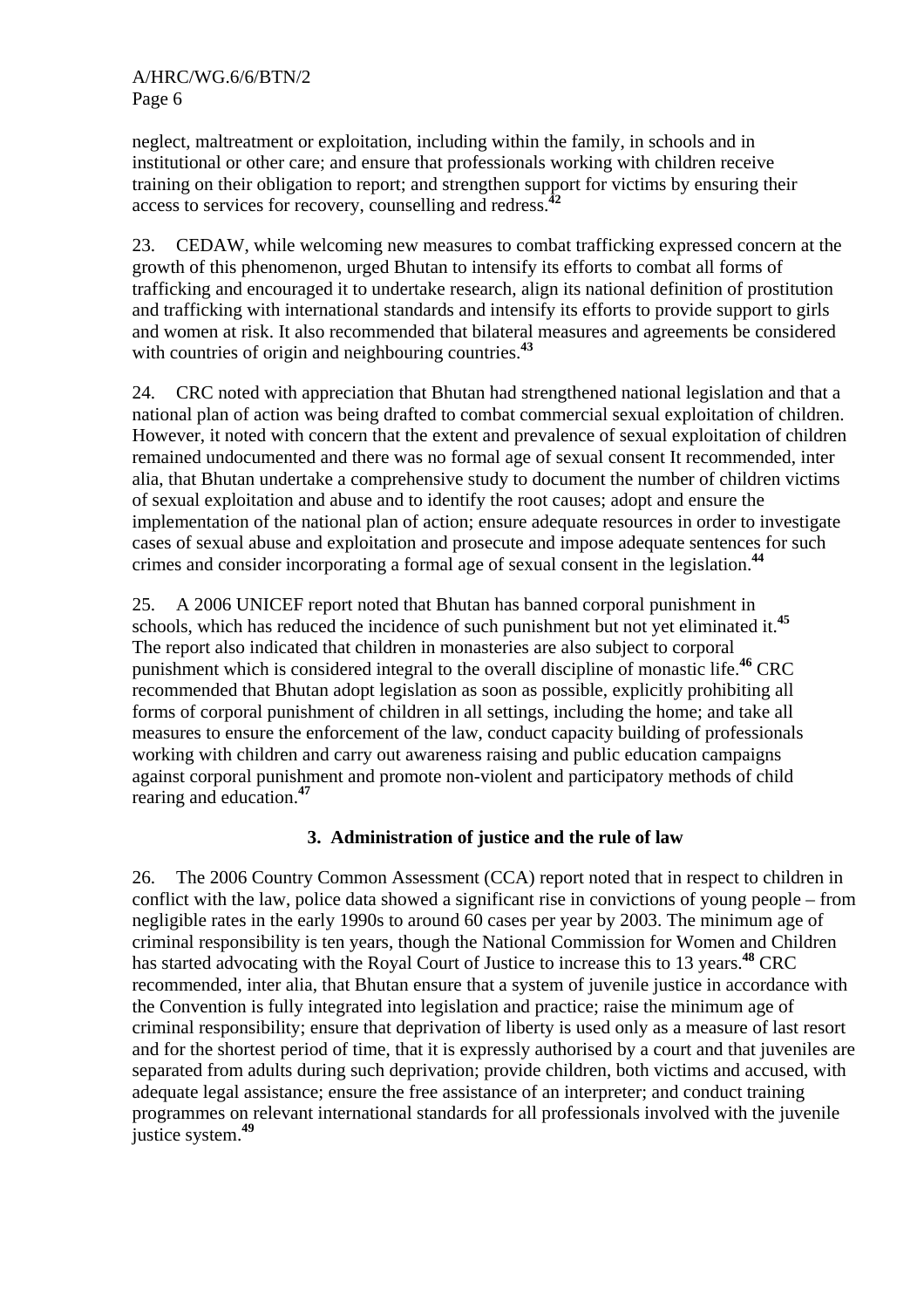neglect, maltreatment or exploitation, including within the family, in schools and in institutional or other care; and ensure that professionals working with children receive training on their obligation to report; and strengthen support for victims by ensuring their access to services for recovery, counselling and redress.[42]

23. CEDAW, while welcoming new measures to combat trafficking expressed concern at the growth of this phenomenon, urged Bhutan to intensify its efforts to combat all forms of trafficking and encouraged it to undertake research, align its national definition of prostitution and trafficking with international standards and intensify its efforts to provide support to girls and women at risk. It also recommended that bilateral measures and agreements be considered with countries of origin and neighbouring countries.[43]

24. CRC noted with appreciation that Bhutan had strengthened national legislation and that a national plan of action was being drafted to combat commercial sexual exploitation of children. However, it noted with concern that the extent and prevalence of sexual exploitation of children remained undocumented and there was no formal age of sexual consent It recommended, inter alia, that Bhutan undertake a comprehensive study to document the number of children victims of sexual exploitation and abuse and to identify the root causes; adopt and ensure the implementation of the national plan of action; ensure adequate resources in order to investigate cases of sexual abuse and exploitation and prosecute and impose adequate sentences for such crimes and consider incorporating a formal age of sexual consent in the legislation.[44]

25. A 2006 UNICEF report noted that Bhutan has banned corporal punishment in schools, which has reduced the incidence of such punishment but not yet eliminated it.[45] The report also indicated that children in monasteries are also subject to corporal punishment which is considered integral to the overall discipline of monastic life.[46] CRC recommended that Bhutan adopt legislation as soon as possible, explicitly prohibiting all forms of corporal punishment of children in all settings, including the home; and take all measures to ensure the enforcement of the law, conduct capacity building of professionals working with children and carry out awareness raising and public education campaigns against corporal punishment and promote non-violent and participatory methods of child rearing and education.[47]

### 3. Administration of justice and the rule of law

26. The 2006 Country Common Assessment (CCA) report noted that in respect to children in conflict with the law, police data showed a significant rise in convictions of young people – from negligible rates in the early 1990s to around 60 cases per year by 2003. The minimum age of criminal responsibility is ten years, though the National Commission for Women and Children has started advocating with the Royal Court of Justice to increase this to 13 years.[48] CRC recommended, inter alia, that Bhutan ensure that a system of juvenile justice in accordance with the Convention is fully integrated into legislation and practice; raise the minimum age of criminal responsibility; ensure that deprivation of liberty is used only as a measure of last resort and for the shortest period of time, that it is expressly authorised by a court and that juveniles are separated from adults during such deprivation; provide children, both victims and accused, with adequate legal assistance; ensure the free assistance of an interpreter; and conduct training programmes on relevant international standards for all professionals involved with the juvenile justice system.[49]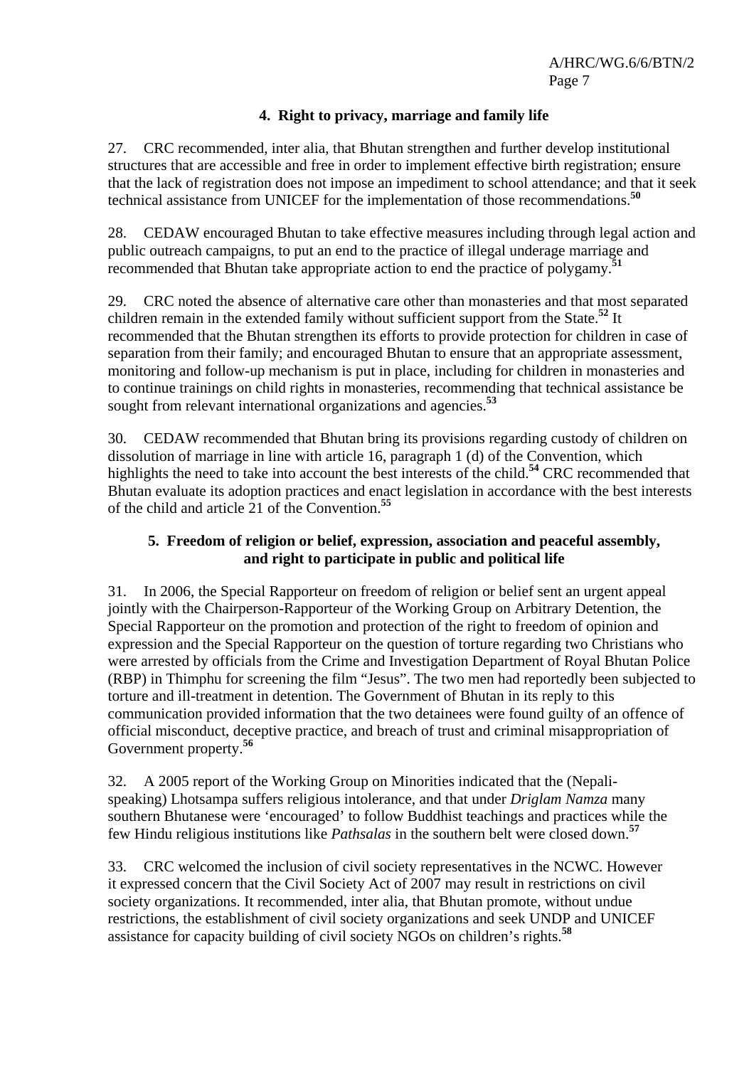### 4. Right to privacy, marriage and family life

27. CRC recommended, inter alia, that Bhutan strengthen and further develop institutional structures that are accessible and free in order to implement effective birth registration; ensure that the lack of registration does not impose an impediment to school attendance; and that it seek technical assistance from UNICEF for the implementation of those recommendations.[50]

28. CEDAW encouraged Bhutan to take effective measures including through legal action and public outreach campaigns, to put an end to the practice of illegal underage marriage and recommended that Bhutan take appropriate action to end the practice of polygamy.[51]

29. CRC noted the absence of alternative care other than monasteries and that most separated children remain in the extended family without sufficient support from the State.[52] It recommended that the Bhutan strengthen its efforts to provide protection for children in case of separation from their family; and encouraged Bhutan to ensure that an appropriate assessment, monitoring and follow-up mechanism is put in place, including for children in monasteries and to continue trainings on child rights in monasteries, recommending that technical assistance be sought from relevant international organizations and agencies.[53]

30. CEDAW recommended that Bhutan bring its provisions regarding custody of children on dissolution of marriage in line with article 16, paragraph 1 (d) of the Convention, which highlights the need to take into account the best interests of the child.[54] CRC recommended that Bhutan evaluate its adoption practices and enact legislation in accordance with the best interests of the child and article 21 of the Convention.[55]

### 5. Freedom of religion or belief, expression, association and peaceful assembly, and right to participate in public and political life

31. In 2006, the Special Rapporteur on freedom of religion or belief sent an urgent appeal jointly with the Chairperson-Rapporteur of the Working Group on Arbitrary Detention, the Special Rapporteur on the promotion and protection of the right to freedom of opinion and expression and the Special Rapporteur on the question of torture regarding two Christians who were arrested by officials from the Crime and Investigation Department of Royal Bhutan Police (RBP) in Thimphu for screening the film "Jesus". The two men had reportedly been subjected to torture and ill-treatment in detention. The Government of Bhutan in its reply to this communication provided information that the two detainees were found guilty of an offence of official misconduct, deceptive practice, and breach of trust and criminal misappropriation of Government property.[56]

32. A 2005 report of the Working Group on Minorities indicated that the (Nepali-speaking) Lhotsampa suffers religious intolerance, and that under *Driglam Namza* many southern Bhutanese were 'encouraged' to follow Buddhist teachings and practices while the few Hindu religious institutions like *Pathsalas* in the southern belt were closed down.[57]

33. CRC welcomed the inclusion of civil society representatives in the NCWC. However it expressed concern that the Civil Society Act of 2007 may result in restrictions on civil society organizations. It recommended, inter alia, that Bhutan promote, without undue restrictions, the establishment of civil society organizations and seek UNDP and UNICEF assistance for capacity building of civil society NGOs on children's rights.[58]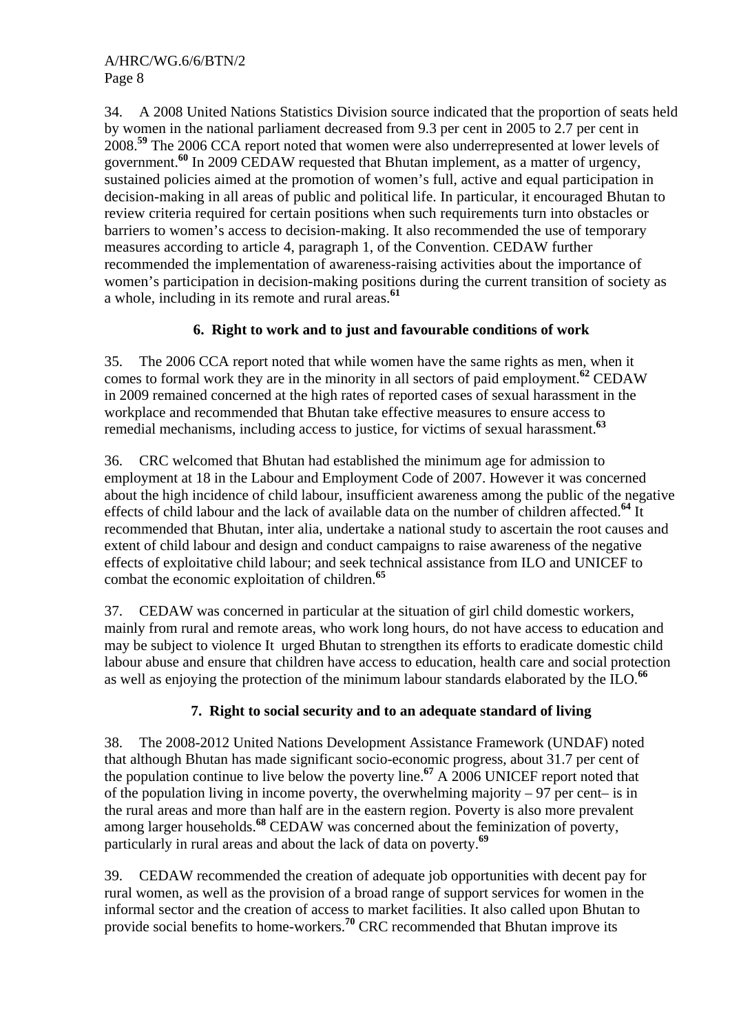34. A 2008 United Nations Statistics Division source indicated that the proportion of seats held by women in the national parliament decreased from 9.3 per cent in 2005 to 2.7 per cent in 2008.[59] The 2006 CCA report noted that women were also underrepresented at lower levels of government.[60] In 2009 CEDAW requested that Bhutan implement, as a matter of urgency, sustained policies aimed at the promotion of women's full, active and equal participation in decision-making in all areas of public and political life. In particular, it encouraged Bhutan to review criteria required for certain positions when such requirements turn into obstacles or barriers to women's access to decision-making. It also recommended the use of temporary measures according to article 4, paragraph 1, of the Convention. CEDAW further recommended the implementation of awareness-raising activities about the importance of women's participation in decision-making positions during the current transition of society as a whole, including in its remote and rural areas.[61]

### 6. Right to work and to just and favourable conditions of work

35. The 2006 CCA report noted that while women have the same rights as men, when it comes to formal work they are in the minority in all sectors of paid employment.[62] CEDAW in 2009 remained concerned at the high rates of reported cases of sexual harassment in the workplace and recommended that Bhutan take effective measures to ensure access to remedial mechanisms, including access to justice, for victims of sexual harassment.[63]

36. CRC welcomed that Bhutan had established the minimum age for admission to employment at 18 in the Labour and Employment Code of 2007. However it was concerned about the high incidence of child labour, insufficient awareness among the public of the negative effects of child labour and the lack of available data on the number of children affected.[64] It recommended that Bhutan, inter alia, undertake a national study to ascertain the root causes and extent of child labour and design and conduct campaigns to raise awareness of the negative effects of exploitative child labour; and seek technical assistance from ILO and UNICEF to combat the economic exploitation of children.[65]

37. CEDAW was concerned in particular at the situation of girl child domestic workers, mainly from rural and remote areas, who work long hours, do not have access to education and may be subject to violence It urged Bhutan to strengthen its efforts to eradicate domestic child labour abuse and ensure that children have access to education, health care and social protection as well as enjoying the protection of the minimum labour standards elaborated by the ILO.[66]

### 7. Right to social security and to an adequate standard of living

38. The 2008-2012 United Nations Development Assistance Framework (UNDAF) noted that although Bhutan has made significant socio-economic progress, about 31.7 per cent of the population continue to live below the poverty line.[67] A 2006 UNICEF report noted that of the population living in income poverty, the overwhelming majority – 97 per cent– is in the rural areas and more than half are in the eastern region. Poverty is also more prevalent among larger households.[68] CEDAW was concerned about the feminization of poverty, particularly in rural areas and about the lack of data on poverty.[69]

39. CEDAW recommended the creation of adequate job opportunities with decent pay for rural women, as well as the provision of a broad range of support services for women in the informal sector and the creation of access to market facilities. It also called upon Bhutan to provide social benefits to home-workers.[70] CRC recommended that Bhutan improve its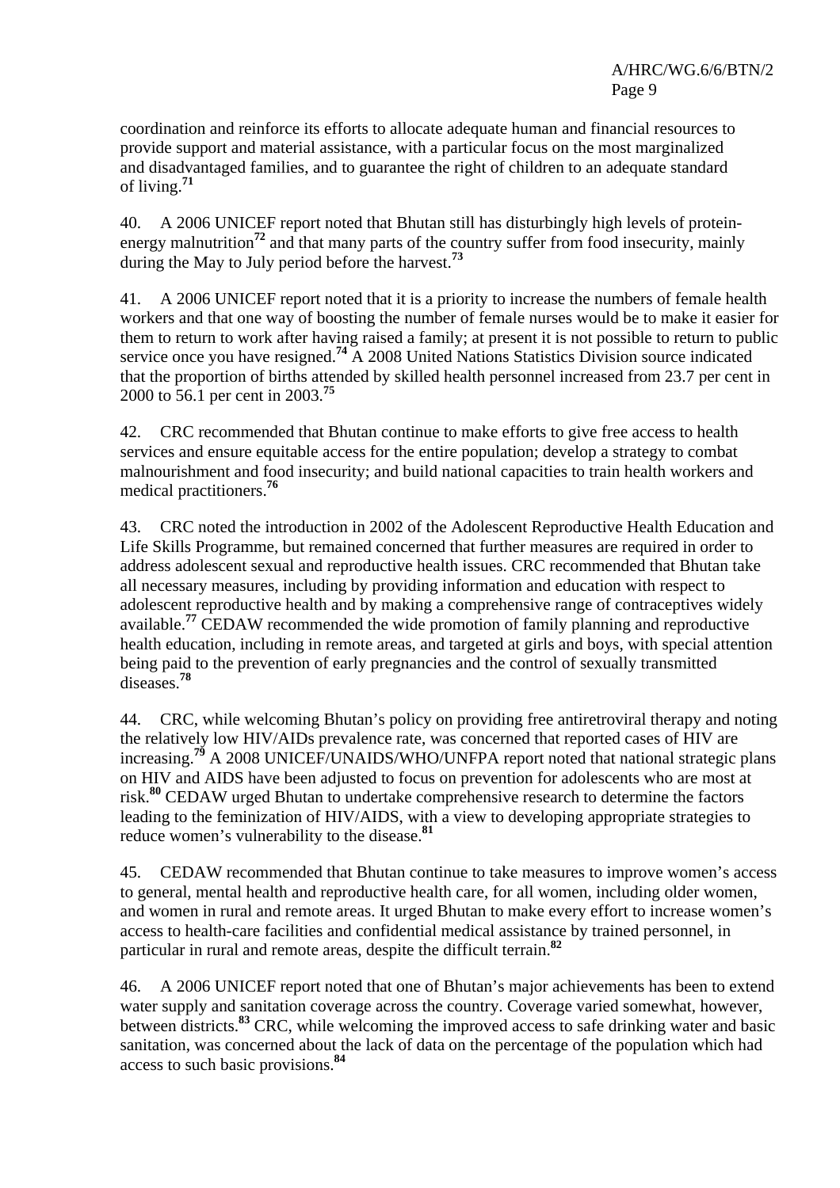coordination and reinforce its efforts to allocate adequate human and financial resources to provide support and material assistance, with a particular focus on the most marginalized and disadvantaged families, and to guarantee the right of children to an adequate standard of living.[71]

40. A 2006 UNICEF report noted that Bhutan still has disturbingly high levels of protein-energy malnutrition[72] and that many parts of the country suffer from food insecurity, mainly during the May to July period before the harvest.[73]

41. A 2006 UNICEF report noted that it is a priority to increase the numbers of female health workers and that one way of boosting the number of female nurses would be to make it easier for them to return to work after having raised a family; at present it is not possible to return to public service once you have resigned.[74] A 2008 United Nations Statistics Division source indicated that the proportion of births attended by skilled health personnel increased from 23.7 per cent in 2000 to 56.1 per cent in 2003.[75]

42. CRC recommended that Bhutan continue to make efforts to give free access to health services and ensure equitable access for the entire population; develop a strategy to combat malnourishment and food insecurity; and build national capacities to train health workers and medical practitioners.[76]

43. CRC noted the introduction in 2002 of the Adolescent Reproductive Health Education and Life Skills Programme, but remained concerned that further measures are required in order to address adolescent sexual and reproductive health issues. CRC recommended that Bhutan take all necessary measures, including by providing information and education with respect to adolescent reproductive health and by making a comprehensive range of contraceptives widely available.[77] CEDAW recommended the wide promotion of family planning and reproductive health education, including in remote areas, and targeted at girls and boys, with special attention being paid to the prevention of early pregnancies and the control of sexually transmitted diseases.[78]

44. CRC, while welcoming Bhutan's policy on providing free antiretroviral therapy and noting the relatively low HIV/AIDs prevalence rate, was concerned that reported cases of HIV are increasing.[79] A 2008 UNICEF/UNAIDS/WHO/UNFPA report noted that national strategic plans on HIV and AIDS have been adjusted to focus on prevention for adolescents who are most at risk.[80] CEDAW urged Bhutan to undertake comprehensive research to determine the factors leading to the feminization of HIV/AIDS, with a view to developing appropriate strategies to reduce women's vulnerability to the disease.[81]

45. CEDAW recommended that Bhutan continue to take measures to improve women's access to general, mental health and reproductive health care, for all women, including older women, and women in rural and remote areas. It urged Bhutan to make every effort to increase women's access to health-care facilities and confidential medical assistance by trained personnel, in particular in rural and remote areas, despite the difficult terrain.[82]

46. A 2006 UNICEF report noted that one of Bhutan's major achievements has been to extend water supply and sanitation coverage across the country. Coverage varied somewhat, however, between districts.[83] CRC, while welcoming the improved access to safe drinking water and basic sanitation, was concerned about the lack of data on the percentage of the population which had access to such basic provisions.[84]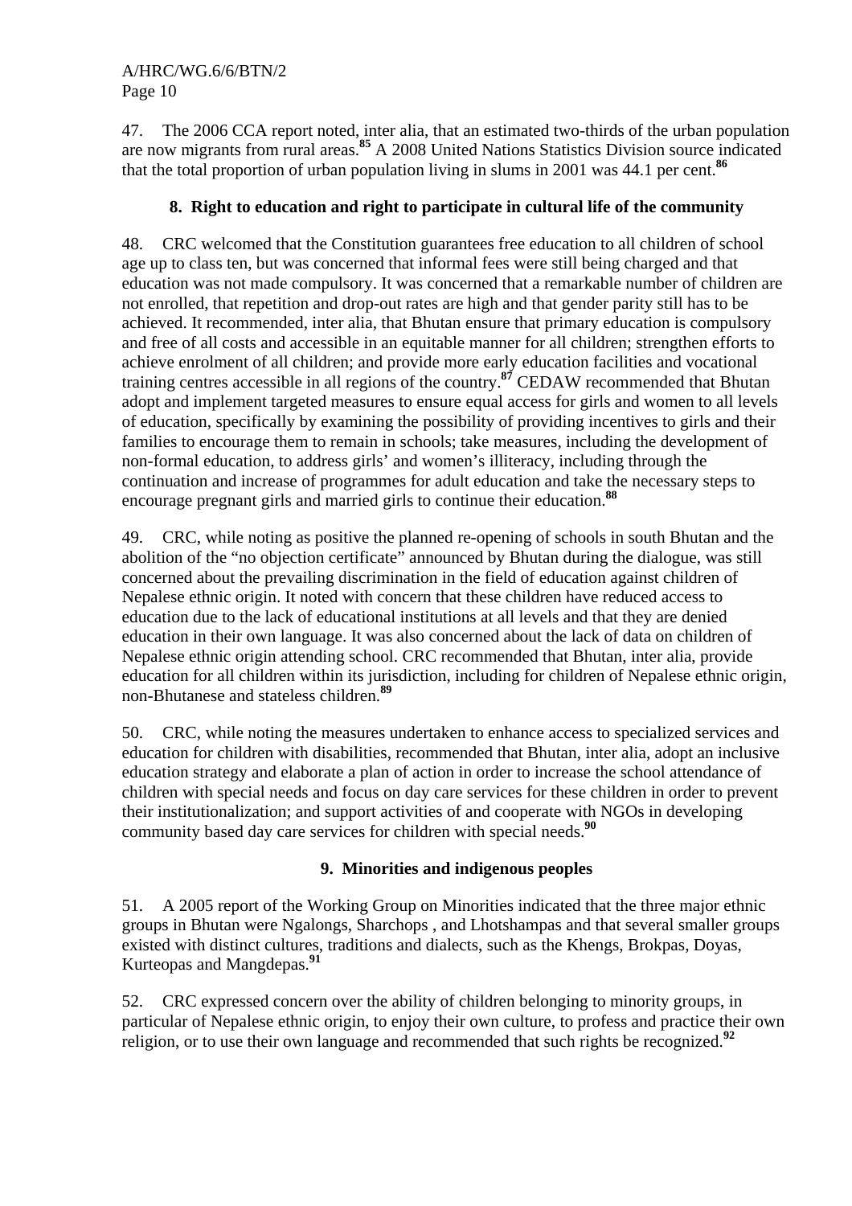47. The 2006 CCA report noted, inter alia, that an estimated two-thirds of the urban population are now migrants from rural areas.[85] A 2008 United Nations Statistics Division source indicated that the total proportion of urban population living in slums in 2001 was 44.1 per cent.[86]

### 8. Right to education and right to participate in cultural life of the community

48. CRC welcomed that the Constitution guarantees free education to all children of school age up to class ten, but was concerned that informal fees were still being charged and that education was not made compulsory. It was concerned that a remarkable number of children are not enrolled, that repetition and drop-out rates are high and that gender parity still has to be achieved. It recommended, inter alia, that Bhutan ensure that primary education is compulsory and free of all costs and accessible in an equitable manner for all children; strengthen efforts to achieve enrolment of all children; and provide more early education facilities and vocational training centres accessible in all regions of the country.[87] CEDAW recommended that Bhutan adopt and implement targeted measures to ensure equal access for girls and women to all levels of education, specifically by examining the possibility of providing incentives to girls and their families to encourage them to remain in schools; take measures, including the development of non-formal education, to address girls' and women's illiteracy, including through the continuation and increase of programmes for adult education and take the necessary steps to encourage pregnant girls and married girls to continue their education.[88]

49. CRC, while noting as positive the planned re-opening of schools in south Bhutan and the abolition of the "no objection certificate" announced by Bhutan during the dialogue, was still concerned about the prevailing discrimination in the field of education against children of Nepalese ethnic origin. It noted with concern that these children have reduced access to education due to the lack of educational institutions at all levels and that they are denied education in their own language. It was also concerned about the lack of data on children of Nepalese ethnic origin attending school. CRC recommended that Bhutan, inter alia, provide education for all children within its jurisdiction, including for children of Nepalese ethnic origin, non-Bhutanese and stateless children.[89]

50. CRC, while noting the measures undertaken to enhance access to specialized services and education for children with disabilities, recommended that Bhutan, inter alia, adopt an inclusive education strategy and elaborate a plan of action in order to increase the school attendance of children with special needs and focus on day care services for these children in order to prevent their institutionalization; and support activities of and cooperate with NGOs in developing community based day care services for children with special needs.[90]

### 9. Minorities and indigenous peoples

51. A 2005 report of the Working Group on Minorities indicated that the three major ethnic groups in Bhutan were Ngalongs, Sharchops , and Lhotshampas and that several smaller groups existed with distinct cultures, traditions and dialects, such as the Khengs, Brokpas, Doyas, Kurteopas and Mangdepas.[91]

52. CRC expressed concern over the ability of children belonging to minority groups, in particular of Nepalese ethnic origin, to enjoy their own culture, to profess and practice their own religion, or to use their own language and recommended that such rights be recognized.[92]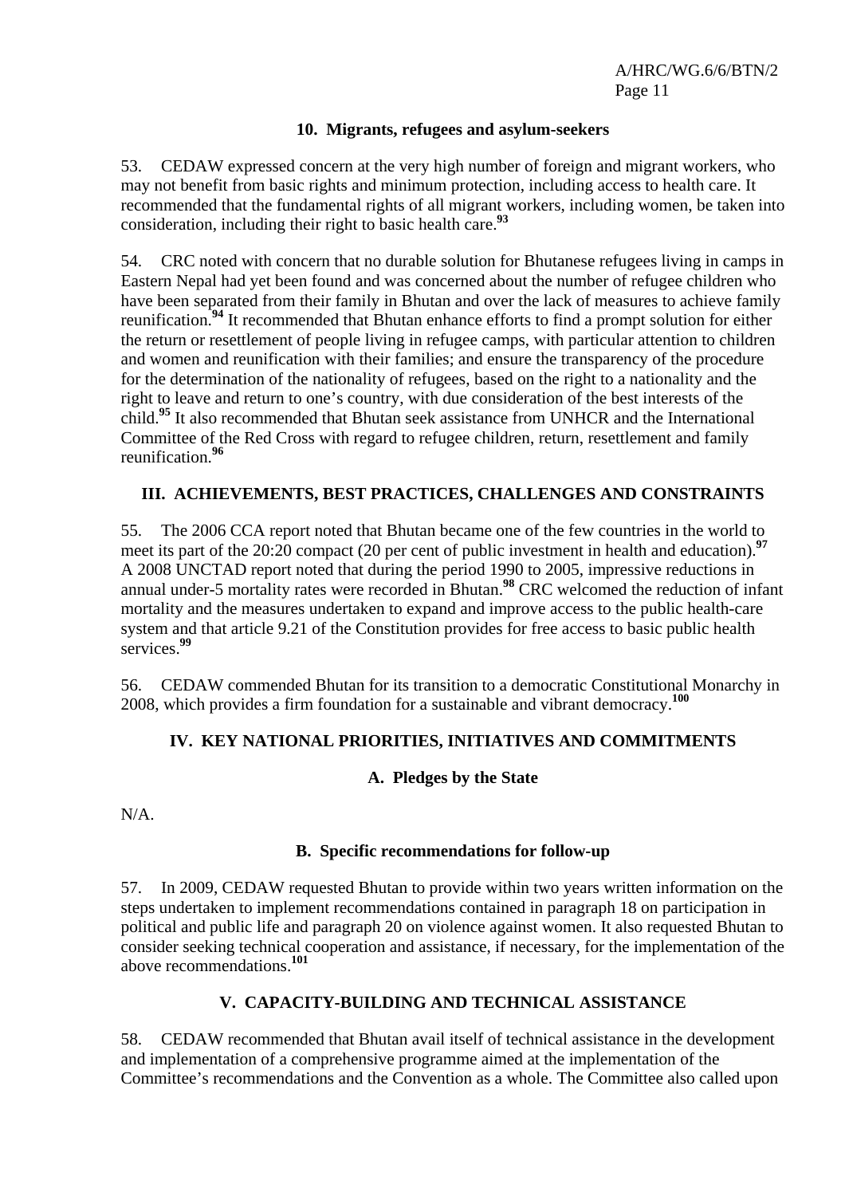### 10. Migrants, refugees and asylum-seekers

53. CEDAW expressed concern at the very high number of foreign and migrant workers, who may not benefit from basic rights and minimum protection, including access to health care. It recommended that the fundamental rights of all migrant workers, including women, be taken into consideration, including their right to basic health care.[93]

54. CRC noted with concern that no durable solution for Bhutanese refugees living in camps in Eastern Nepal had yet been found and was concerned about the number of refugee children who have been separated from their family in Bhutan and over the lack of measures to achieve family reunification.[94] It recommended that Bhutan enhance efforts to find a prompt solution for either the return or resettlement of people living in refugee camps, with particular attention to children and women and reunification with their families; and ensure the transparency of the procedure for the determination of the nationality of refugees, based on the right to a nationality and the right to leave and return to one's country, with due consideration of the best interests of the child.[95] It also recommended that Bhutan seek assistance from UNHCR and the International Committee of the Red Cross with regard to refugee children, return, resettlement and family reunification.[96]

## III. ACHIEVEMENTS, BEST PRACTICES, CHALLENGES AND CONSTRAINTS

55. The 2006 CCA report noted that Bhutan became one of the few countries in the world to meet its part of the 20:20 compact (20 per cent of public investment in health and education).[97] A 2008 UNCTAD report noted that during the period 1990 to 2005, impressive reductions in annual under-5 mortality rates were recorded in Bhutan.[98] CRC welcomed the reduction of infant mortality and the measures undertaken to expand and improve access to the public health-care system and that article 9.21 of the Constitution provides for free access to basic public health services.[99]

56. CEDAW commended Bhutan for its transition to a democratic Constitutional Monarchy in 2008, which provides a firm foundation for a sustainable and vibrant democracy.[100]

## IV. KEY NATIONAL PRIORITIES, INITIATIVES AND COMMITMENTS

### A. Pledges by the State

N/A.

### B. Specific recommendations for follow-up

57. In 2009, CEDAW requested Bhutan to provide within two years written information on the steps undertaken to implement recommendations contained in paragraph 18 on participation in political and public life and paragraph 20 on violence against women. It also requested Bhutan to consider seeking technical cooperation and assistance, if necessary, for the implementation of the above recommendations.[101]

## V. CAPACITY-BUILDING AND TECHNICAL ASSISTANCE

58. CEDAW recommended that Bhutan avail itself of technical assistance in the development and implementation of a comprehensive programme aimed at the implementation of the Committee's recommendations and the Convention as a whole. The Committee also called upon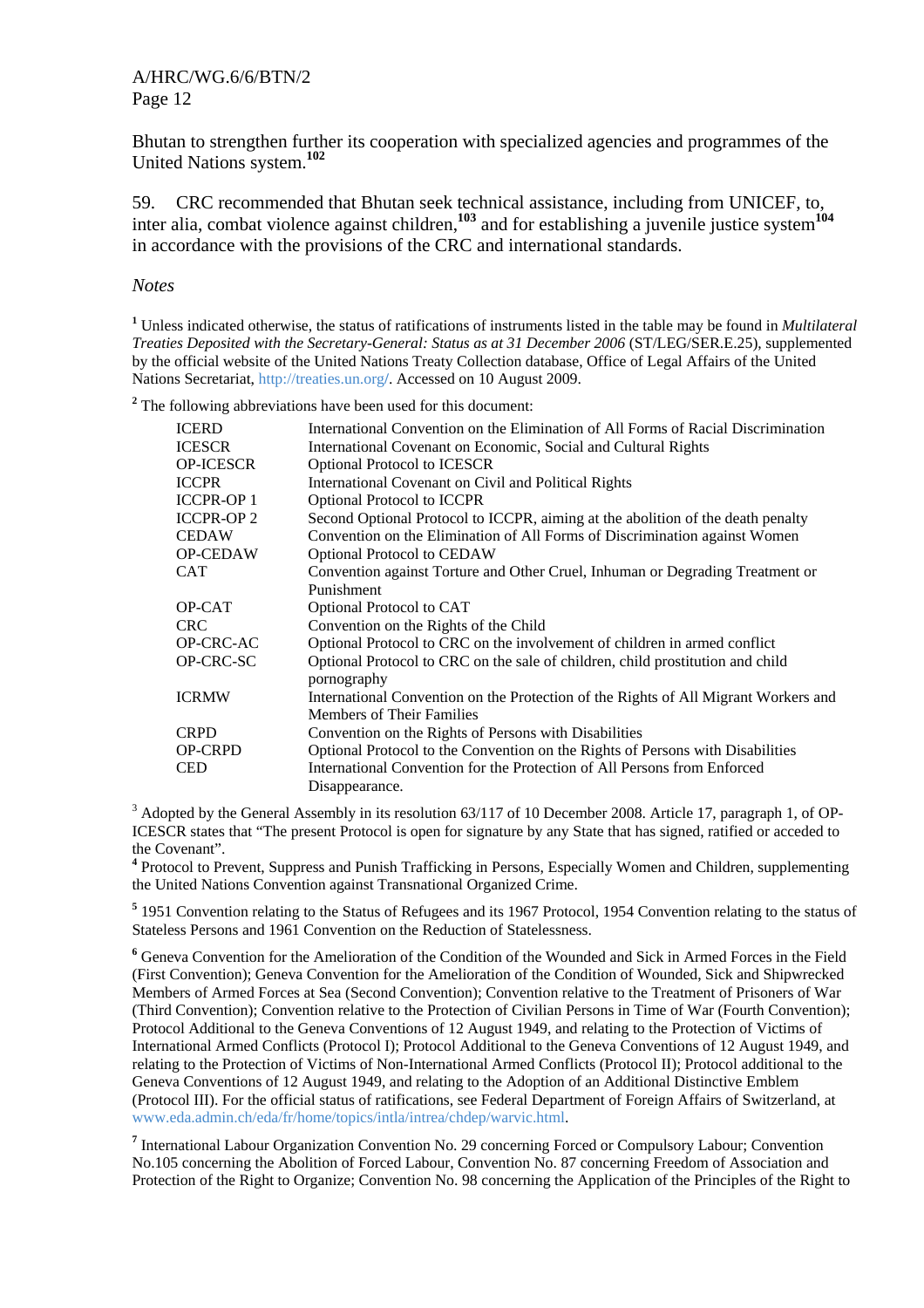Bhutan to strengthen further its cooperation with specialized agencies and programmes of the United Nations system.[102]

59. CRC recommended that Bhutan seek technical assistance, including from UNICEF, to, inter alia, combat violence against children,[103] and for establishing a juvenile justice system[104] in accordance with the provisions of the CRC and international standards.

*Notes*

[1] Unless indicated otherwise, the status of ratifications of instruments listed in the table may be found in *Multilateral Treaties Deposited with the Secretary-General: Status as at 31 December 2006* (ST/LEG/SER.E.25), supplemented by the official website of the United Nations Treaty Collection database, Office of Legal Affairs of the United Nations Secretariat, http://treaties.un.org/. Accessed on 10 August 2009.

[2] The following abbreviations have been used for this document:

| | |
|---|---|
| ICERD | International Convention on the Elimination of All Forms of Racial Discrimination |
| ICESCR | International Covenant on Economic, Social and Cultural Rights |
| OP-ICESCR | Optional Protocol to ICESCR |
| ICCPR | International Covenant on Civil and Political Rights |
| ICCPR-OP 1 | Optional Protocol to ICCPR |
| ICCPR-OP 2 | Second Optional Protocol to ICCPR, aiming at the abolition of the death penalty |
| CEDAW | Convention on the Elimination of All Forms of Discrimination against Women |
| OP-CEDAW | Optional Protocol to CEDAW |
| CAT | Convention against Torture and Other Cruel, Inhuman or Degrading Treatment or Punishment |
| OP-CAT | Optional Protocol to CAT |
| CRC | Convention on the Rights of the Child |
| OP-CRC-AC | Optional Protocol to CRC on the involvement of children in armed conflict |
| OP-CRC-SC | Optional Protocol to CRC on the sale of children, child prostitution and child pornography |
| ICRMW | International Convention on the Protection of the Rights of All Migrant Workers and Members of Their Families |
| CRPD | Convention on the Rights of Persons with Disabilities |
| OP-CRPD | Optional Protocol to the Convention on the Rights of Persons with Disabilities |
| CED | International Convention for the Protection of All Persons from Enforced Disappearance. |

[3] Adopted by the General Assembly in its resolution 63/117 of 10 December 2008. Article 17, paragraph 1, of OP-ICESCR states that “The present Protocol is open for signature by any State that has signed, ratified or acceded to the Covenant”.

[4] Protocol to Prevent, Suppress and Punish Trafficking in Persons, Especially Women and Children, supplementing the United Nations Convention against Transnational Organized Crime.

[5] 1951 Convention relating to the Status of Refugees and its 1967 Protocol, 1954 Convention relating to the status of Stateless Persons and 1961 Convention on the Reduction of Statelessness.

[6] Geneva Convention for the Amelioration of the Condition of the Wounded and Sick in Armed Forces in the Field (First Convention); Geneva Convention for the Amelioration of the Condition of Wounded, Sick and Shipwrecked Members of Armed Forces at Sea (Second Convention); Convention relative to the Treatment of Prisoners of War (Third Convention); Convention relative to the Protection of Civilian Persons in Time of War (Fourth Convention); Protocol Additional to the Geneva Conventions of 12 August 1949, and relating to the Protection of Victims of International Armed Conflicts (Protocol I); Protocol Additional to the Geneva Conventions of 12 August 1949, and relating to the Protection of Victims of Non-International Armed Conflicts (Protocol II); Protocol additional to the Geneva Conventions of 12 August 1949, and relating to the Adoption of an Additional Distinctive Emblem (Protocol III). For the official status of ratifications, see Federal Department of Foreign Affairs of Switzerland, at www.eda.admin.ch/eda/fr/home/topics/intla/intrea/chdep/warvic.html.

[7] International Labour Organization Convention No. 29 concerning Forced or Compulsory Labour; Convention No.105 concerning the Abolition of Forced Labour, Convention No. 87 concerning Freedom of Association and Protection of the Right to Organize; Convention No. 98 concerning the Application of the Principles of the Right to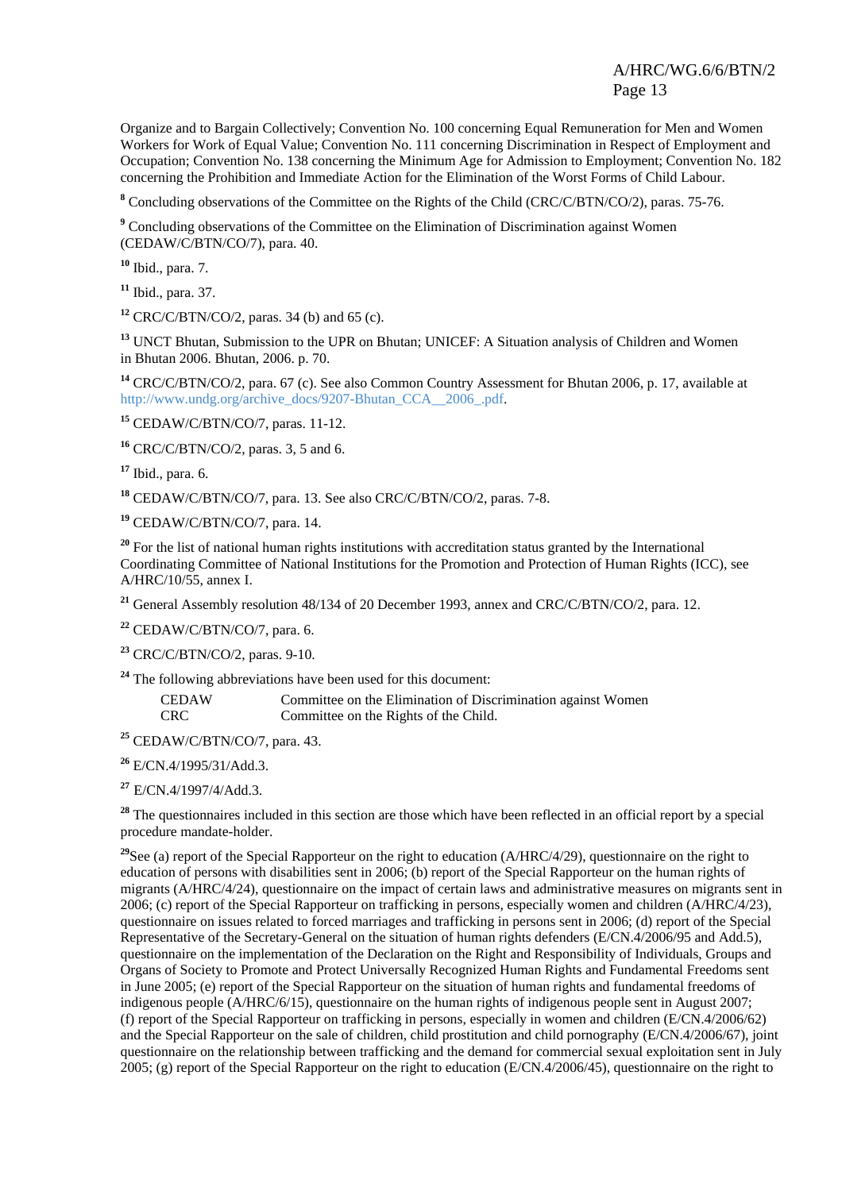Organize and to Bargain Collectively; Convention No. 100 concerning Equal Remuneration for Men and Women Workers for Work of Equal Value; Convention No. 111 concerning Discrimination in Respect of Employment and Occupation; Convention No. 138 concerning the Minimum Age for Admission to Employment; Convention No. 182 concerning the Prohibition and Immediate Action for the Elimination of the Worst Forms of Child Labour.

[8] Concluding observations of the Committee on the Rights of the Child (CRC/C/BTN/CO/2), paras. 75-76.

[9] Concluding observations of the Committee on the Elimination of Discrimination against Women (CEDAW/C/BTN/CO/7), para. 40.

[10] Ibid., para. 7.

[11] Ibid., para. 37.

[12] CRC/C/BTN/CO/2, paras. 34 (b) and 65 (c).

[13] UNCT Bhutan, Submission to the UPR on Bhutan; UNICEF: A Situation analysis of Children and Women in Bhutan 2006. Bhutan, 2006. p. 70.

[14] CRC/C/BTN/CO/2, para. 67 (c). See also Common Country Assessment for Bhutan 2006, p. 17, available at http://www.undg.org/archive_docs/9207-Bhutan_CCA__2006_.pdf.

[15] CEDAW/C/BTN/CO/7, paras. 11-12.

[16] CRC/C/BTN/CO/2, paras. 3, 5 and 6.

[17] Ibid., para. 6.

[18] CEDAW/C/BTN/CO/7, para. 13. See also CRC/C/BTN/CO/2, paras. 7-8.

[19] CEDAW/C/BTN/CO/7, para. 14.

[20] For the list of national human rights institutions with accreditation status granted by the International Coordinating Committee of National Institutions for the Promotion and Protection of Human Rights (ICC), see A/HRC/10/55, annex I.

[21] General Assembly resolution 48/134 of 20 December 1993, annex and CRC/C/BTN/CO/2, para. 12.

[22] CEDAW/C/BTN/CO/7, para. 6.

[23] CRC/C/BTN/CO/2, paras. 9-10.

[24] The following abbreviations have been used for this document:

| | |
|---|---|
| CEDAW | Committee on the Elimination of Discrimination against Women |
| CRC | Committee on the Rights of the Child. |

[25] CEDAW/C/BTN/CO/7, para. 43.

[26] E/CN.4/1995/31/Add.3.

[27] E/CN.4/1997/4/Add.3.

[28] The questionnaires included in this section are those which have been reflected in an official report by a special procedure mandate-holder.

[29] See (a) report of the Special Rapporteur on the right to education (A/HRC/4/29), questionnaire on the right to education of persons with disabilities sent in 2006; (b) report of the Special Rapporteur on the human rights of migrants (A/HRC/4/24), questionnaire on the impact of certain laws and administrative measures on migrants sent in 2006; (c) report of the Special Rapporteur on trafficking in persons, especially women and children (A/HRC/4/23), questionnaire on issues related to forced marriages and trafficking in persons sent in 2006; (d) report of the Special Representative of the Secretary-General on the situation of human rights defenders (E/CN.4/2006/95 and Add.5), questionnaire on the implementation of the Declaration on the Right and Responsibility of Individuals, Groups and Organs of Society to Promote and Protect Universally Recognized Human Rights and Fundamental Freedoms sent in June 2005; (e) report of the Special Rapporteur on the situation of human rights and fundamental freedoms of indigenous people (A/HRC/6/15), questionnaire on the human rights of indigenous people sent in August 2007; (f) report of the Special Rapporteur on trafficking in persons, especially in women and children (E/CN.4/2006/62) and the Special Rapporteur on the sale of children, child prostitution and child pornography (E/CN.4/2006/67), joint questionnaire on the relationship between trafficking and the demand for commercial sexual exploitation sent in July 2005; (g) report of the Special Rapporteur on the right to education (E/CN.4/2006/45), questionnaire on the right to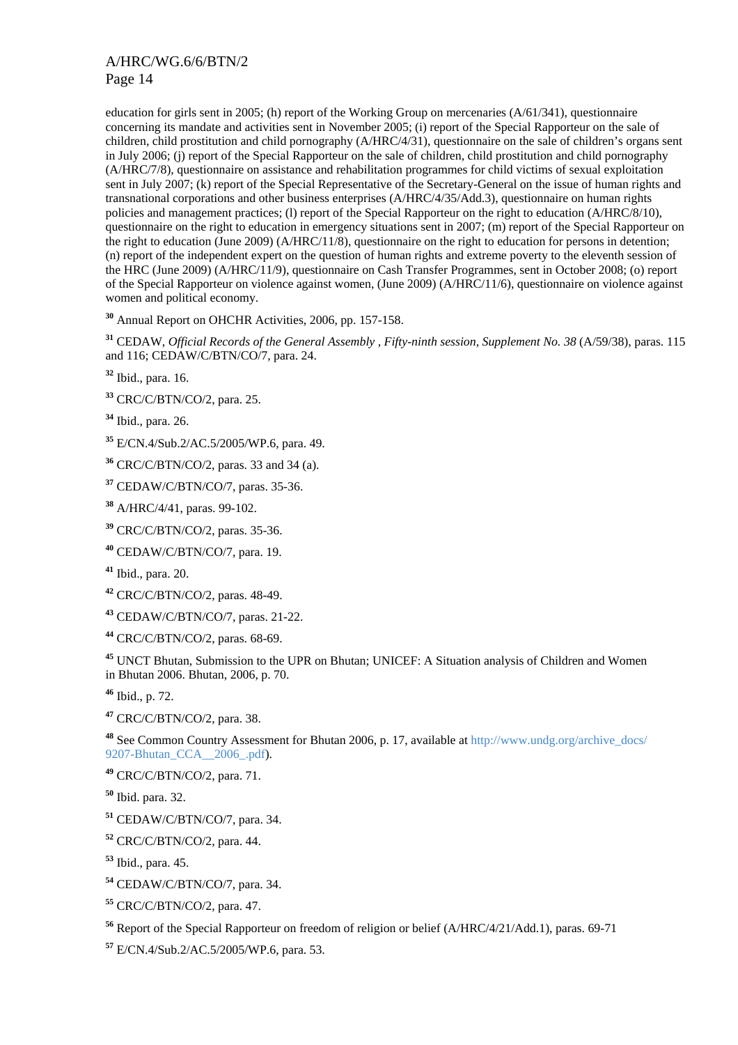education for girls sent in 2005; (h) report of the Working Group on mercenaries (A/61/341), questionnaire concerning its mandate and activities sent in November 2005; (i) report of the Special Rapporteur on the sale of children, child prostitution and child pornography (A/HRC/4/31), questionnaire on the sale of children's organs sent in July 2006; (j) report of the Special Rapporteur on the sale of children, child prostitution and child pornography (A/HRC/7/8), questionnaire on assistance and rehabilitation programmes for child victims of sexual exploitation sent in July 2007; (k) report of the Special Representative of the Secretary-General on the issue of human rights and transnational corporations and other business enterprises (A/HRC/4/35/Add.3), questionnaire on human rights policies and management practices; (l) report of the Special Rapporteur on the right to education (A/HRC/8/10), questionnaire on the right to education in emergency situations sent in 2007; (m) report of the Special Rapporteur on the right to education (June 2009) (A/HRC/11/8), questionnaire on the right to education for persons in detention; (n) report of the independent expert on the question of human rights and extreme poverty to the eleventh session of the HRC (June 2009) (A/HRC/11/9), questionnaire on Cash Transfer Programmes, sent in October 2008; (o) report of the Special Rapporteur on violence against women, (June 2009) (A/HRC/11/6), questionnaire on violence against women and political economy.

[30] Annual Report on OHCHR Activities, 2006, pp. 157-158.

[31] CEDAW, *Official Records of the General Assembly , Fifty-ninth session, Supplement No. 38* (A/59/38), paras. 115 and 116; CEDAW/C/BTN/CO/7, para. 24.

[32] Ibid., para. 16.

[33] CRC/C/BTN/CO/2, para. 25.

[34] Ibid., para. 26.

[35] E/CN.4/Sub.2/AC.5/2005/WP.6, para. 49.

[36] CRC/C/BTN/CO/2, paras. 33 and 34 (a).

[37] CEDAW/C/BTN/CO/7, paras. 35-36.

[38] A/HRC/4/41, paras. 99-102.

[39] CRC/C/BTN/CO/2, paras. 35-36.

[40] CEDAW/C/BTN/CO/7, para. 19.

[41] Ibid., para. 20.

[42] CRC/C/BTN/CO/2, paras. 48-49.

[43] CEDAW/C/BTN/CO/7, paras. 21-22.

[44] CRC/C/BTN/CO/2, paras. 68-69.

[45] UNCT Bhutan, Submission to the UPR on Bhutan; UNICEF: A Situation analysis of Children and Women in Bhutan 2006. Bhutan, 2006, p. 70.

[46] Ibid., p. 72.

[47] CRC/C/BTN/CO/2, para. 38.

[48] See Common Country Assessment for Bhutan 2006, p. 17, available at http://www.undg.org/archive_docs/9207-Bhutan_CCA__2006_.pdf).

[49] CRC/C/BTN/CO/2, para. 71.

[50] Ibid. para. 32.

[51] CEDAW/C/BTN/CO/7, para. 34.

[52] CRC/C/BTN/CO/2, para. 44.

[53] Ibid., para. 45.

[54] CEDAW/C/BTN/CO/7, para. 34.

[55] CRC/C/BTN/CO/2, para. 47.

[56] Report of the Special Rapporteur on freedom of religion or belief (A/HRC/4/21/Add.1), paras. 69-71

[57] E/CN.4/Sub.2/AC.5/2005/WP.6, para. 53.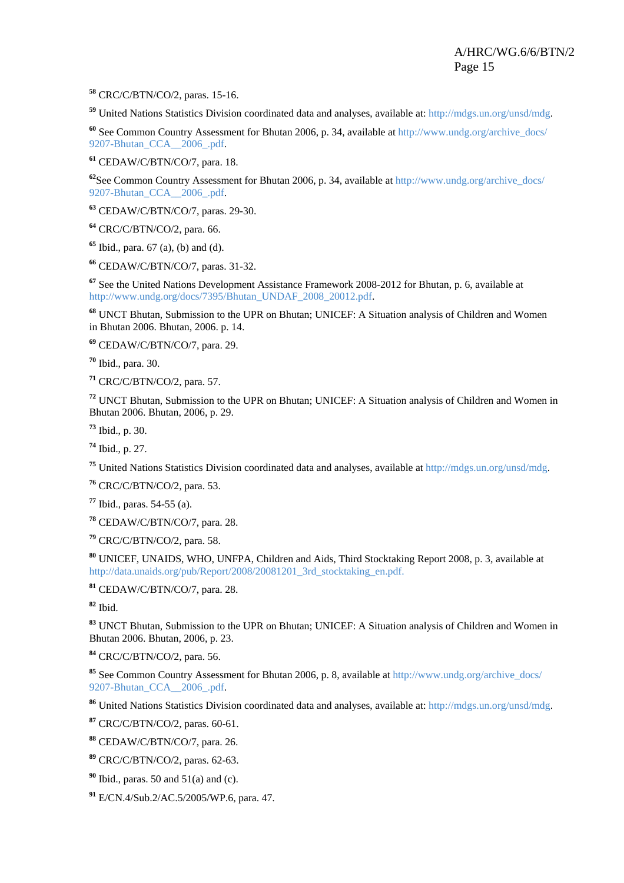[58] CRC/C/BTN/CO/2, paras. 15-16.

[59] United Nations Statistics Division coordinated data and analyses, available at: http://mdgs.un.org/unsd/mdg.

[60] See Common Country Assessment for Bhutan 2006, p. 34, available at http://www.undg.org/archive_docs/9207-Bhutan_CCA__2006_.pdf.

[61] CEDAW/C/BTN/CO/7, para. 18.

[62] See Common Country Assessment for Bhutan 2006, p. 34, available at http://www.undg.org/archive_docs/9207-Bhutan_CCA__2006_.pdf.

[63] CEDAW/C/BTN/CO/7, paras. 29-30.

[64] CRC/C/BTN/CO/2, para. 66.

[65] Ibid., para. 67 (a), (b) and (d).

[66] CEDAW/C/BTN/CO/7, paras. 31-32.

[67] See the United Nations Development Assistance Framework 2008-2012 for Bhutan, p. 6, available at http://www.undg.org/docs/7395/Bhutan_UNDAF_2008_20012.pdf.

[68] UNCT Bhutan, Submission to the UPR on Bhutan; UNICEF: A Situation analysis of Children and Women in Bhutan 2006. Bhutan, 2006. p. 14.

[69] CEDAW/C/BTN/CO/7, para. 29.

[70] Ibid., para. 30.

[71] CRC/C/BTN/CO/2, para. 57.

[72] UNCT Bhutan, Submission to the UPR on Bhutan; UNICEF: A Situation analysis of Children and Women in Bhutan 2006. Bhutan, 2006, p. 29.

[73] Ibid., p. 30.

[74] Ibid., p. 27.

[75] United Nations Statistics Division coordinated data and analyses, available at http://mdgs.un.org/unsd/mdg.

[76] CRC/C/BTN/CO/2, para. 53.

[77] Ibid., paras. 54-55 (a).

[78] CEDAW/C/BTN/CO/7, para. 28.

[79] CRC/C/BTN/CO/2, para. 58.

[80] UNICEF, UNAIDS, WHO, UNFPA, Children and Aids, Third Stocktaking Report 2008, p. 3, available at http://data.unaids.org/pub/Report/2008/20081201_3rd_stocktaking_en.pdf.

[81] CEDAW/C/BTN/CO/7, para. 28.

[82] Ibid.

[83] UNCT Bhutan, Submission to the UPR on Bhutan; UNICEF: A Situation analysis of Children and Women in Bhutan 2006. Bhutan, 2006, p. 23.

[84] CRC/C/BTN/CO/2, para. 56.

[85] See Common Country Assessment for Bhutan 2006, p. 8, available at http://www.undg.org/archive_docs/9207-Bhutan_CCA__2006_.pdf.

[86] United Nations Statistics Division coordinated data and analyses, available at: http://mdgs.un.org/unsd/mdg.

[87] CRC/C/BTN/CO/2, paras. 60-61.

[88] CEDAW/C/BTN/CO/7, para. 26.

[89] CRC/C/BTN/CO/2, paras. 62-63.

[90] Ibid., paras. 50 and 51(a) and (c).

[91] E/CN.4/Sub.2/AC.5/2005/WP.6, para. 47.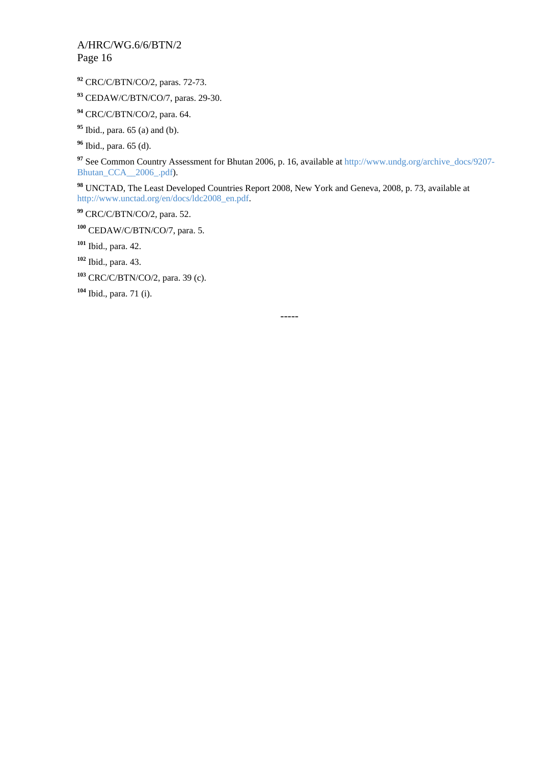[92] CRC/C/BTN/CO/2, paras. 72-73.

[93] CEDAW/C/BTN/CO/7, paras. 29-30.

[94] CRC/C/BTN/CO/2, para. 64.

[95] Ibid., para. 65 (a) and (b).

[96] Ibid., para. 65 (d).

[97] See Common Country Assessment for Bhutan 2006, p. 16, available at http://www.undg.org/archive_docs/9207-Bhutan_CCA__2006_.pdf).

[98] UNCTAD, The Least Developed Countries Report 2008, New York and Geneva, 2008, p. 73, available at http://www.unctad.org/en/docs/ldc2008_en.pdf.

[99] CRC/C/BTN/CO/2, para. 52.

[100] CEDAW/C/BTN/CO/7, para. 5.

[101] Ibid., para. 42.

[102] Ibid., para. 43.

[103] CRC/C/BTN/CO/2, para. 39 (c).

[104] Ibid., para. 71 (i).

-----